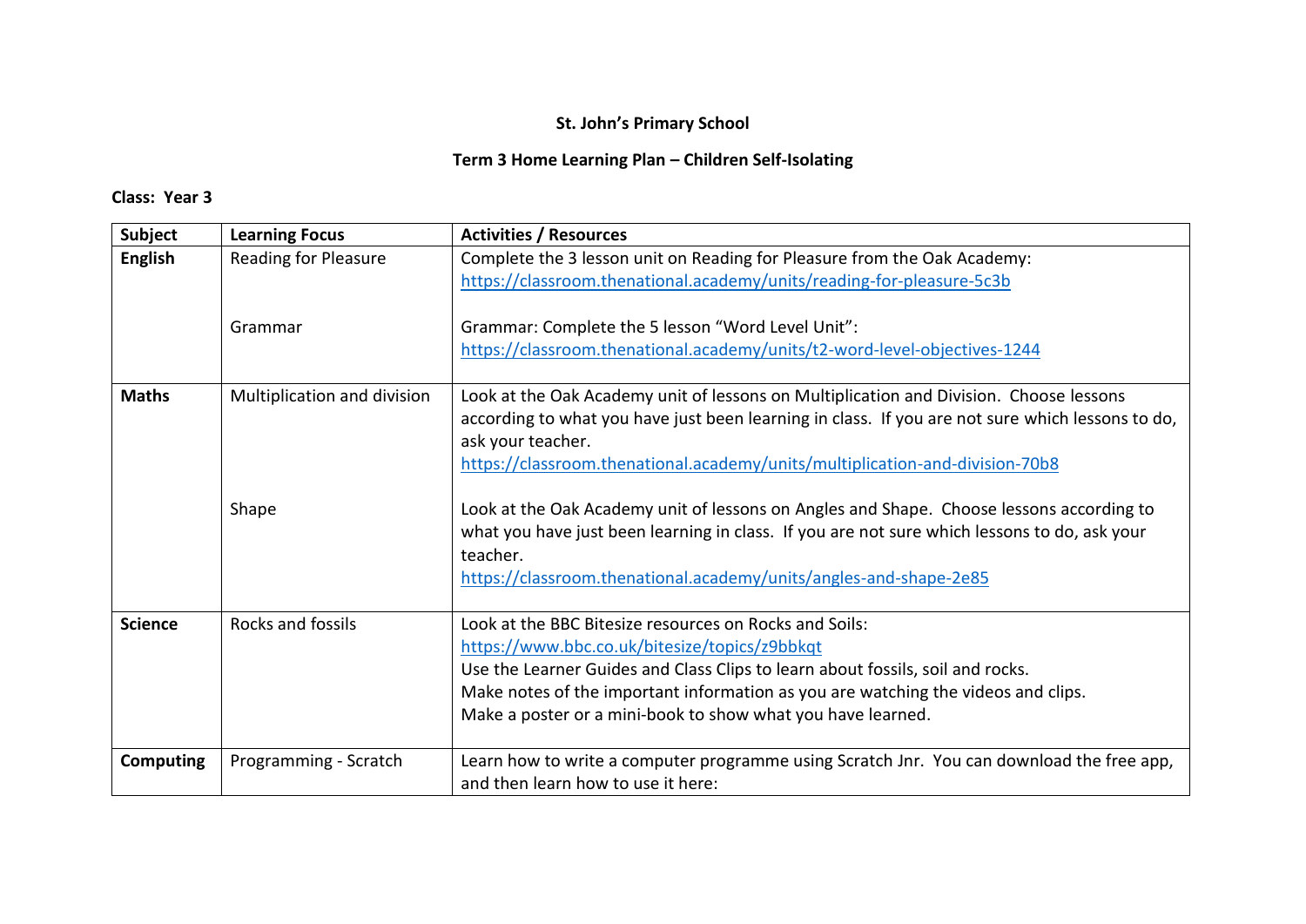**St. John's Primary School**

**Term 3 Home Learning Plan – Children Self-Isolating**

**Class: Year 3**

| **Subject** | **Learning Focus** | **Activities / Resources** |
|---|---|---|
| **English** | Reading for Pleasure<br><br>Grammar | Complete the 3 lesson unit on Reading for Pleasure from the Oak Academy: https://classroom.thenational.academy/units/reading-for-pleasure-5c3b<br><br>Grammar: Complete the 5 lesson "Word Level Unit": https://classroom.thenational.academy/units/t2-word-level-objectives-1244 |
| **Maths** | Multiplication and division<br><br>Shape | Look at the Oak Academy unit of lessons on Multiplication and Division. Choose lessons according to what you have just been learning in class. If you are not sure which lessons to do, ask your teacher. https://classroom.thenational.academy/units/multiplication-and-division-70b8<br><br>Look at the Oak Academy unit of lessons on Angles and Shape. Choose lessons according to what you have just been learning in class. If you are not sure which lessons to do, ask your teacher. https://classroom.thenational.academy/units/angles-and-shape-2e85 |
| **Science** | Rocks and fossils | Look at the BBC Bitesize resources on Rocks and Soils: https://www.bbc.co.uk/bitesize/topics/z9bbkqt<br>Use the Learner Guides and Class Clips to learn about fossils, soil and rocks.<br>Make notes of the important information as you are watching the videos and clips.<br>Make a poster or a mini-book to show what you have learned. |
| **Computing** | Programming - Scratch | Learn how to write a computer programme using Scratch Jnr. You can download the free app, and then learn how to use it here: |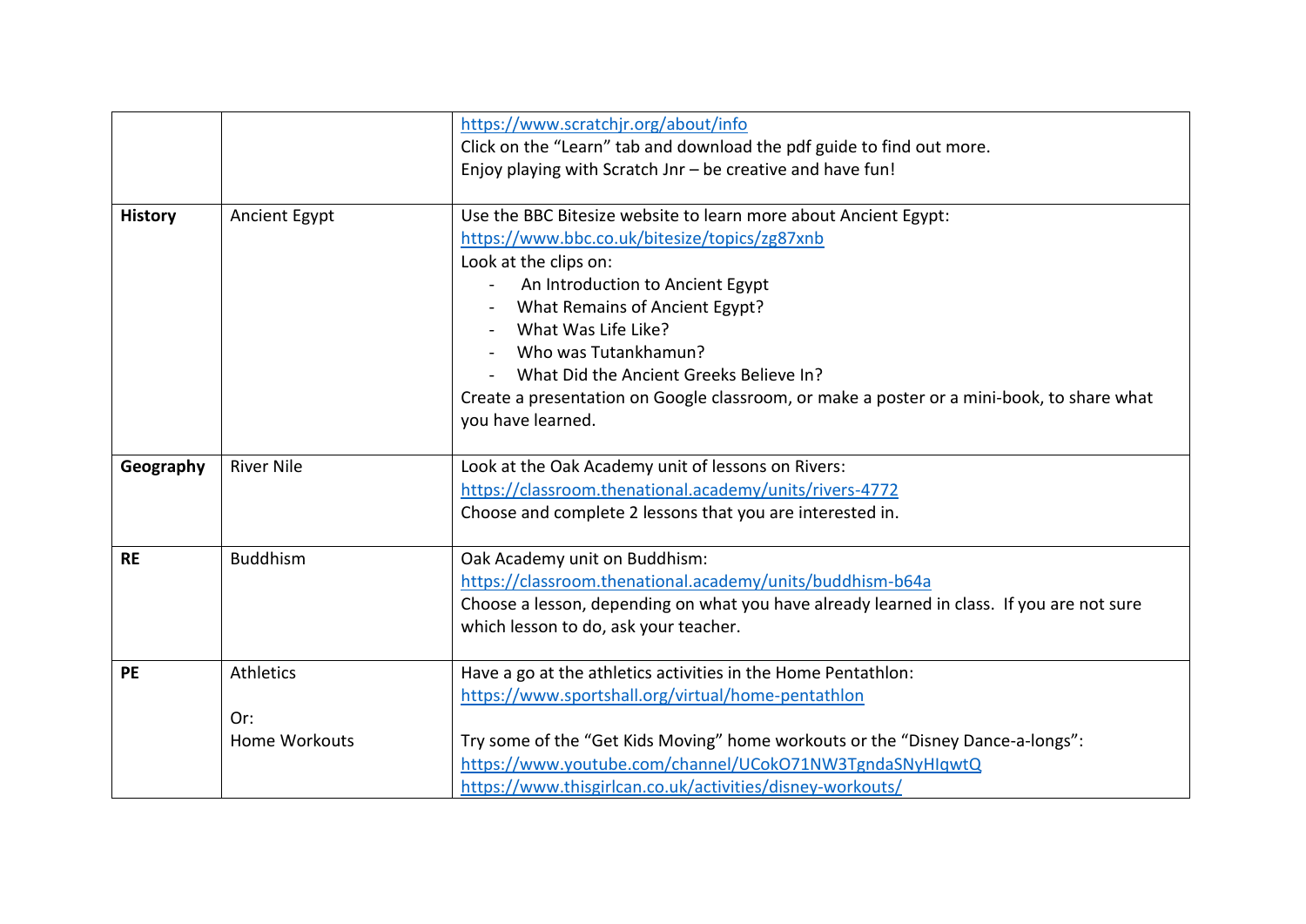| | | |
|---|---|---|
| | | https://www.scratchjr.org/about/info<br>Click on the "Learn" tab and download the pdf guide to find out more.<br>Enjoy playing with Scratch Jnr – be creative and have fun! |
| **History** | Ancient Egypt | Use the BBC Bitesize website to learn more about Ancient Egypt:<br>https://www.bbc.co.uk/bitesize/topics/zg87xnb<br>Look at the clips on:<br>- An Introduction to Ancient Egypt<br>- What Remains of Ancient Egypt?<br>- What Was Life Like?<br>- Who was Tutankhamun?<br>- What Did the Ancient Greeks Believe In?<br>Create a presentation on Google classroom, or make a poster or a mini-book, to share what you have learned. |
| **Geography** | River Nile | Look at the Oak Academy unit of lessons on Rivers:<br>https://classroom.thenational.academy/units/rivers-4772<br>Choose and complete 2 lessons that you are interested in. |
| **RE** | Buddhism | Oak Academy unit on Buddhism:<br>https://classroom.thenational.academy/units/buddhism-b64a<br>Choose a lesson, depending on what you have already learned in class. If you are not sure which lesson to do, ask your teacher. |
| **PE** | Athletics<br><br>Or:<br>Home Workouts | Have a go at the athletics activities in the Home Pentathlon:<br>https://www.sportshall.org/virtual/home-pentathlon<br><br>Try some of the "Get Kids Moving" home workouts or the "Disney Dance-a-longs":<br>https://www.youtube.com/channel/UCokO71NW3TgndaSNyHIqwtQ<br>https://www.thisgirlcan.co.uk/activities/disney-workouts/ |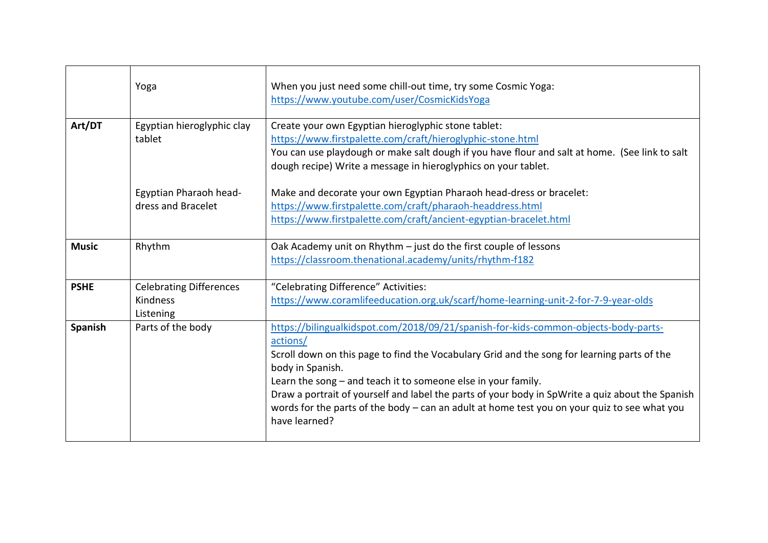| | | |
|---|---|---|
| | Yoga | When you just need some chill-out time, try some Cosmic Yoga: https://www.youtube.com/user/CosmicKidsYoga |
| **Art/DT** | Egyptian hieroglyphic clay tablet<br><br>Egyptian Pharaoh head-dress and Bracelet | Create your own Egyptian hieroglyphic stone tablet: https://www.firstpalette.com/craft/hieroglyphic-stone.html<br>You can use playdough or make salt dough if you have flour and salt at home. (See link to salt dough recipe) Write a message in hieroglyphics on your tablet.<br><br>Make and decorate your own Egyptian Pharaoh head-dress or bracelet: https://www.firstpalette.com/craft/pharaoh-headdress.html<br>https://www.firstpalette.com/craft/ancient-egyptian-bracelet.html |
| **Music** | Rhythm | Oak Academy unit on Rhythm – just do the first couple of lessons https://classroom.thenational.academy/units/rhythm-f182 |
| **PSHE** | Celebrating Differences<br>Kindness<br>Listening | "Celebrating Difference" Activities: https://www.coramlifeeducation.org.uk/scarf/home-learning-unit-2-for-7-9-year-olds |
| **Spanish** | Parts of the body | https://bilingualkidspot.com/2018/09/21/spanish-for-kids-common-objects-body-parts-actions/<br>Scroll down on this page to find the Vocabulary Grid and the song for learning parts of the body in Spanish.<br>Learn the song – and teach it to someone else in your family.<br>Draw a portrait of yourself and label the parts of your body in SpWrite a quiz about the Spanish words for the parts of the body – can an adult at home test you on your quiz to see what you have learned? |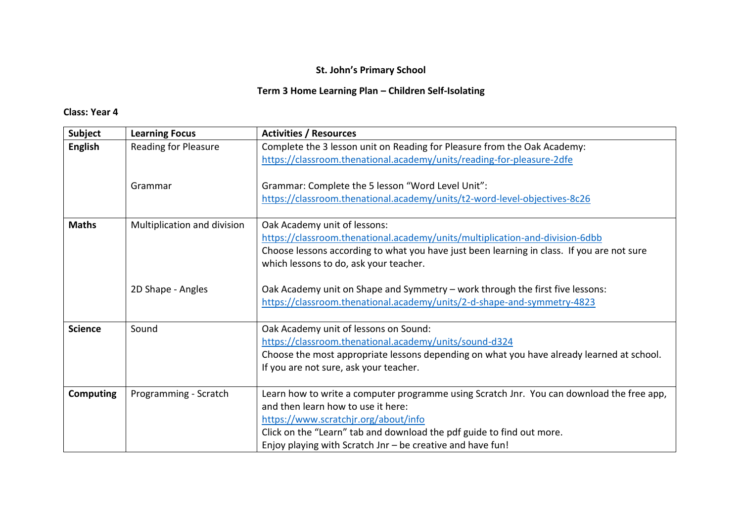**St. John's Primary School**

**Term 3 Home Learning Plan – Children Self-Isolating**

**Class: Year 4**

| **Subject** | **Learning Focus** | **Activities / Resources** |
|---|---|---|
| **English** | Reading for Pleasure<br><br>Grammar | Complete the 3 lesson unit on Reading for Pleasure from the Oak Academy: https://classroom.thenational.academy/units/reading-for-pleasure-2dfe<br><br>Grammar: Complete the 5 lesson "Word Level Unit": https://classroom.thenational.academy/units/t2-word-level-objectives-8c26 |
| **Maths** | Multiplication and division<br><br>2D Shape - Angles | Oak Academy unit of lessons: https://classroom.thenational.academy/units/multiplication-and-division-6dbb<br>Choose lessons according to what you have just been learning in class. If you are not sure which lessons to do, ask your teacher.<br><br>Oak Academy unit on Shape and Symmetry – work through the first five lessons: https://classroom.thenational.academy/units/2-d-shape-and-symmetry-4823 |
| **Science** | Sound | Oak Academy unit of lessons on Sound: https://classroom.thenational.academy/units/sound-d324<br>Choose the most appropriate lessons depending on what you have already learned at school. If you are not sure, ask your teacher. |
| **Computing** | Programming - Scratch | Learn how to write a computer programme using Scratch Jnr. You can download the free app, and then learn how to use it here: https://www.scratchjr.org/about/info<br>Click on the "Learn" tab and download the pdf guide to find out more.<br>Enjoy playing with Scratch Jnr – be creative and have fun! |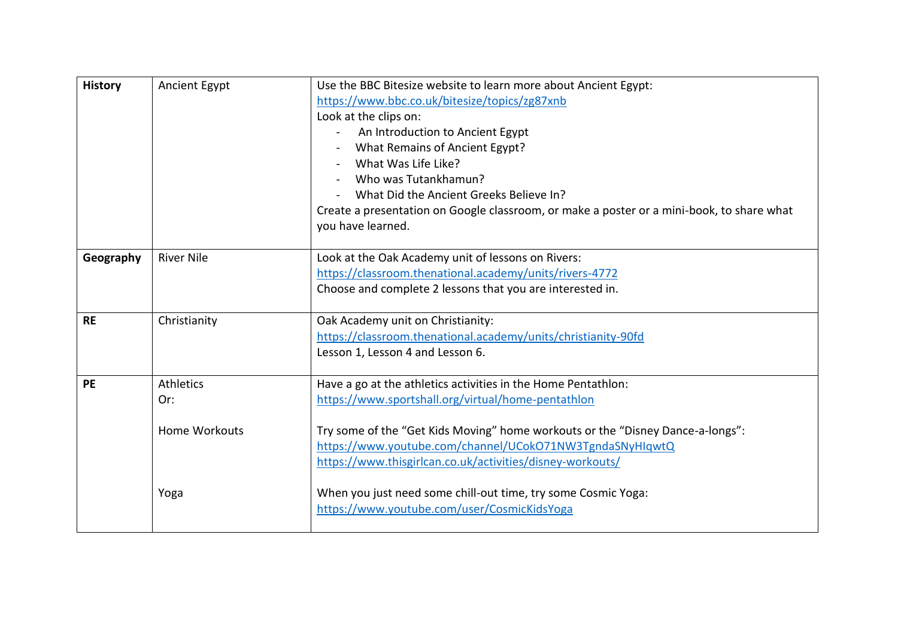| | | |
|---|---|---|
| **History** | Ancient Egypt | Use the BBC Bitesize website to learn more about Ancient Egypt:<br>https://www.bbc.co.uk/bitesize/topics/zg87xnb<br>Look at the clips on:<br>- An Introduction to Ancient Egypt<br>- What Remains of Ancient Egypt?<br>- What Was Life Like?<br>- Who was Tutankhamun?<br>- What Did the Ancient Greeks Believe In?<br>Create a presentation on Google classroom, or make a poster or a mini-book, to share what you have learned. |
| **Geography** | River Nile | Look at the Oak Academy unit of lessons on Rivers:<br>https://classroom.thenational.academy/units/rivers-4772<br>Choose and complete 2 lessons that you are interested in. |
| **RE** | Christianity | Oak Academy unit on Christianity:<br>https://classroom.thenational.academy/units/christianity-90fd<br>Lesson 1, Lesson 4 and Lesson 6. |
| **PE** | Athletics<br>Or:<br><br>Home Workouts<br><br><br><br>Yoga | Have a go at the athletics activities in the Home Pentathlon:<br>https://www.sportshall.org/virtual/home-pentathlon<br><br>Try some of the "Get Kids Moving" home workouts or the "Disney Dance-a-longs":<br>https://www.youtube.com/channel/UCokO71NW3TgndaSNyHIqwtQ<br>https://www.thisgirlcan.co.uk/activities/disney-workouts/<br><br>When you just need some chill-out time, try some Cosmic Yoga:<br>https://www.youtube.com/user/CosmicKidsYoga |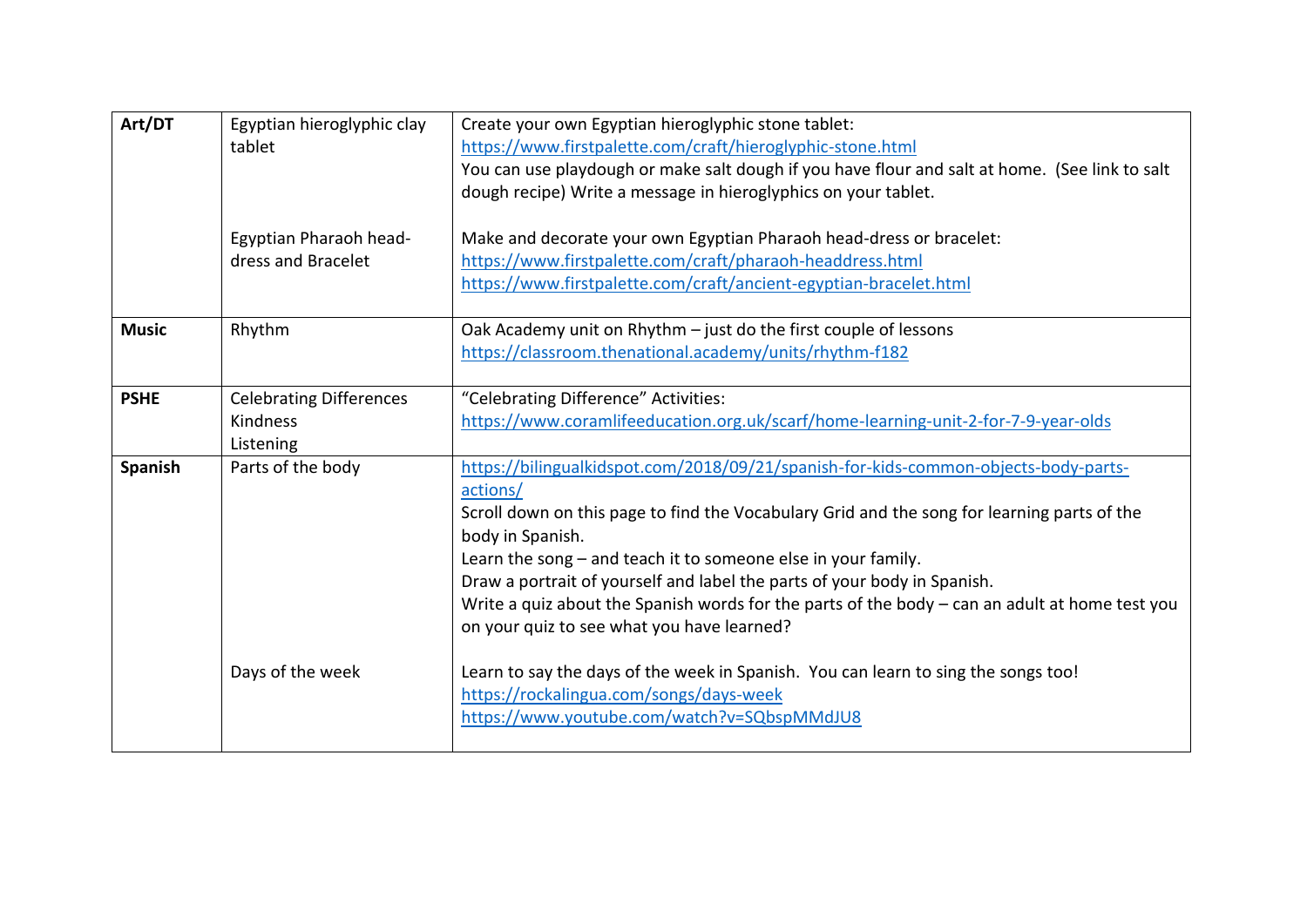| **Art/DT** | Egyptian hieroglyphic clay tablet<br><br>Egyptian Pharaoh head-dress and Bracelet | Create your own Egyptian hieroglyphic stone tablet:<br>https://www.firstpalette.com/craft/hieroglyphic-stone.html<br>You can use playdough or make salt dough if you have flour and salt at home. (See link to salt dough recipe) Write a message in hieroglyphics on your tablet.<br><br>Make and decorate your own Egyptian Pharaoh head-dress or bracelet:<br>https://www.firstpalette.com/craft/pharaoh-headdress.html<br>https://www.firstpalette.com/craft/ancient-egyptian-bracelet.html |
|---|---|---|
| **Music** | Rhythm | Oak Academy unit on Rhythm – just do the first couple of lessons<br>https://classroom.thenational.academy/units/rhythm-f182 |
| **PSHE** | Celebrating Differences<br>Kindness<br>Listening | "Celebrating Difference" Activities:<br>https://www.coramlifeeducation.org.uk/scarf/home-learning-unit-2-for-7-9-year-olds |
| **Spanish** | Parts of the body<br><br>Days of the week | https://bilingualkidspot.com/2018/09/21/spanish-for-kids-common-objects-body-parts-actions/<br>Scroll down on this page to find the Vocabulary Grid and the song for learning parts of the body in Spanish.<br>Learn the song – and teach it to someone else in your family.<br>Draw a portrait of yourself and label the parts of your body in Spanish.<br>Write a quiz about the Spanish words for the parts of the body – can an adult at home test you on your quiz to see what you have learned?<br><br>Learn to say the days of the week in Spanish. You can learn to sing the songs too!<br>https://rockalingua.com/songs/days-week<br>https://www.youtube.com/watch?v=SQbspMMdJU8 |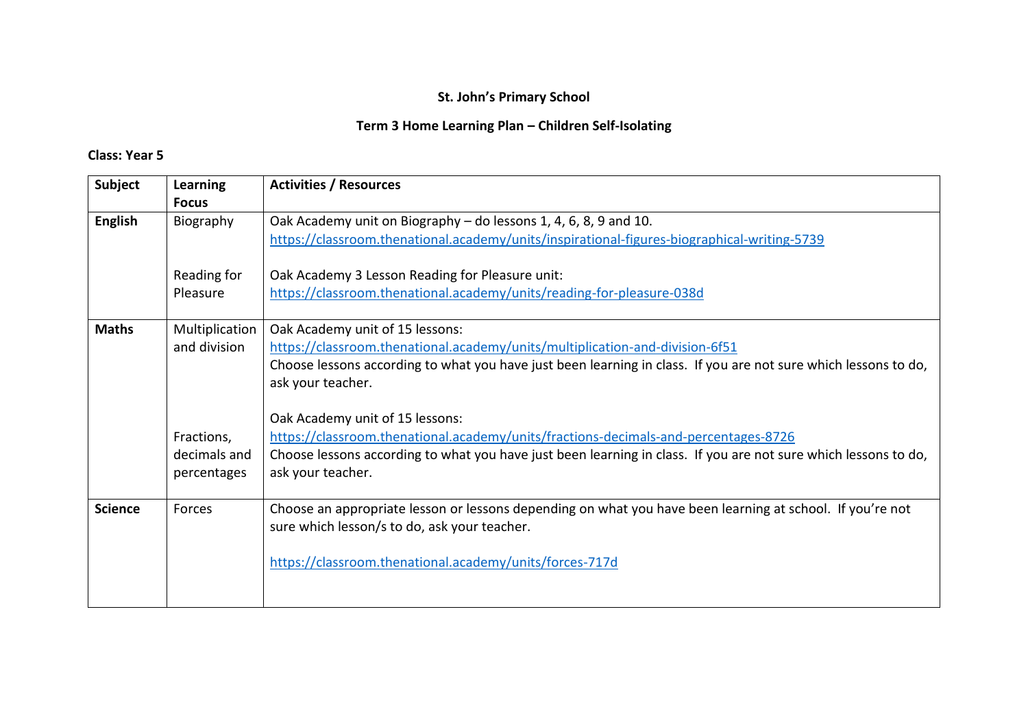**St. John's Primary School**

**Term 3 Home Learning Plan – Children Self-Isolating**

**Class: Year 5**

| **Subject** | **Learning Focus** | **Activities / Resources** |
|---|---|---|
| **English** | Biography<br><br>Reading for Pleasure | Oak Academy unit on Biography – do lessons 1, 4, 6, 8, 9 and 10.<br>https://classroom.thenational.academy/units/inspirational-figures-biographical-writing-5739<br><br>Oak Academy 3 Lesson Reading for Pleasure unit:<br>https://classroom.thenational.academy/units/reading-for-pleasure-038d |
| **Maths** | Multiplication and division<br><br>Fractions, decimals and percentages | Oak Academy unit of 15 lessons:<br>https://classroom.thenational.academy/units/multiplication-and-division-6f51<br>Choose lessons according to what you have just been learning in class. If you are not sure which lessons to do, ask your teacher.<br><br>Oak Academy unit of 15 lessons:<br>https://classroom.thenational.academy/units/fractions-decimals-and-percentages-8726<br>Choose lessons according to what you have just been learning in class. If you are not sure which lessons to do, ask your teacher. |
| **Science** | Forces | Choose an appropriate lesson or lessons depending on what you have been learning at school. If you're not sure which lesson/s to do, ask your teacher.<br><br>https://classroom.thenational.academy/units/forces-717d |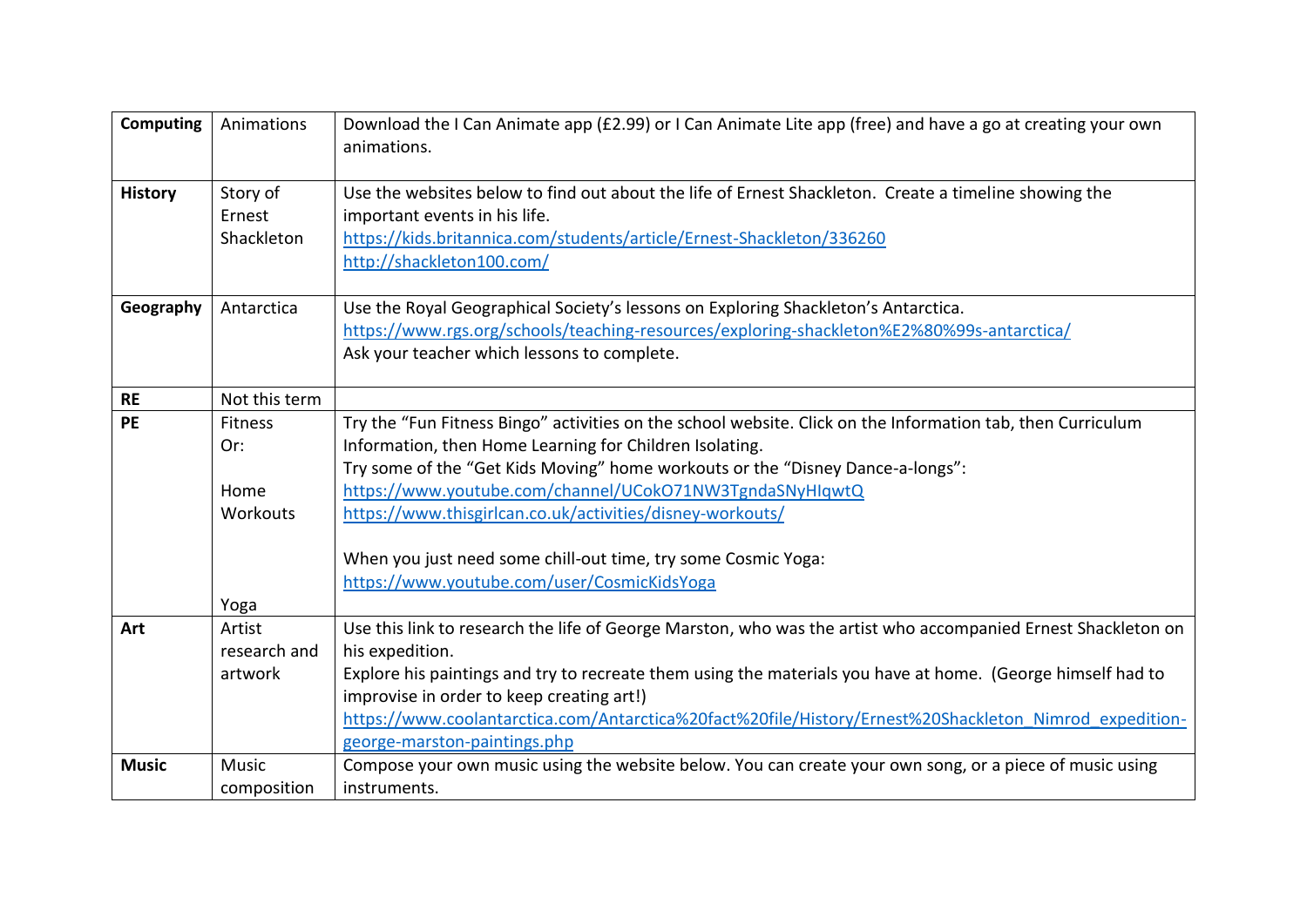| | | |
|---|---|---|
| **Computing** | Animations | Download the I Can Animate app (£2.99) or I Can Animate Lite app (free) and have a go at creating your own animations. |
| **History** | Story of Ernest Shackleton | Use the websites below to find out about the life of Ernest Shackleton. Create a timeline showing the important events in his life.<br>https://kids.britannica.com/students/article/Ernest-Shackleton/336260<br>http://shackleton100.com/ |
| **Geography** | Antarctica | Use the Royal Geographical Society's lessons on Exploring Shackleton's Antarctica.<br>https://www.rgs.org/schools/teaching-resources/exploring-shackleton%E2%80%99s-antarctica/<br>Ask your teacher which lessons to complete. |
| **RE** | Not this term | |
| **PE** | Fitness<br>Or:<br><br>Home Workouts<br><br><br><br>Yoga | Try the "Fun Fitness Bingo" activities on the school website. Click on the Information tab, then Curriculum Information, then Home Learning for Children Isolating.<br>Try some of the "Get Kids Moving" home workouts or the "Disney Dance-a-longs":<br>https://www.youtube.com/channel/UCokO71NW3TgndaSNyHIqwtQ<br>https://www.thisgirlcan.co.uk/activities/disney-workouts/<br><br>When you just need some chill-out time, try some Cosmic Yoga:<br>https://www.youtube.com/user/CosmicKidsYoga |
| **Art** | Artist research and artwork | Use this link to research the life of George Marston, who was the artist who accompanied Ernest Shackleton on his expedition.<br>Explore his paintings and try to recreate them using the materials you have at home. (George himself had to improvise in order to keep creating art!)<br>https://www.coolantarctica.com/Antarctica%20fact%20file/History/Ernest%20Shackleton_Nimrod_expedition-george-marston-paintings.php |
| **Music** | Music composition | Compose your own music using the website below. You can create your own song, or a piece of music using instruments. |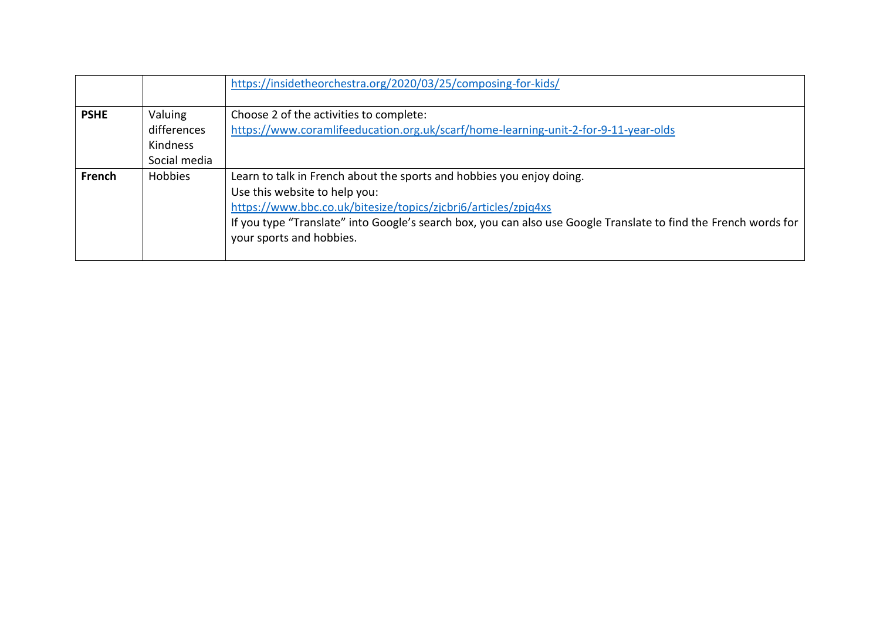| | | |
|---|---|---|
| | | https://insidetheorchestra.org/2020/03/25/composing-for-kids/ |
| **PSHE** | Valuing differences<br>Kindness<br>Social media | Choose 2 of the activities to complete:<br>https://www.coramlifeeducation.org.uk/scarf/home-learning-unit-2-for-9-11-year-olds |
| **French** | Hobbies | Learn to talk in French about the sports and hobbies you enjoy doing.<br>Use this website to help you:<br>https://www.bbc.co.uk/bitesize/topics/zjcbrj6/articles/zpjq4xs<br>If you type "Translate" into Google's search box, you can also use Google Translate to find the French words for your sports and hobbies. |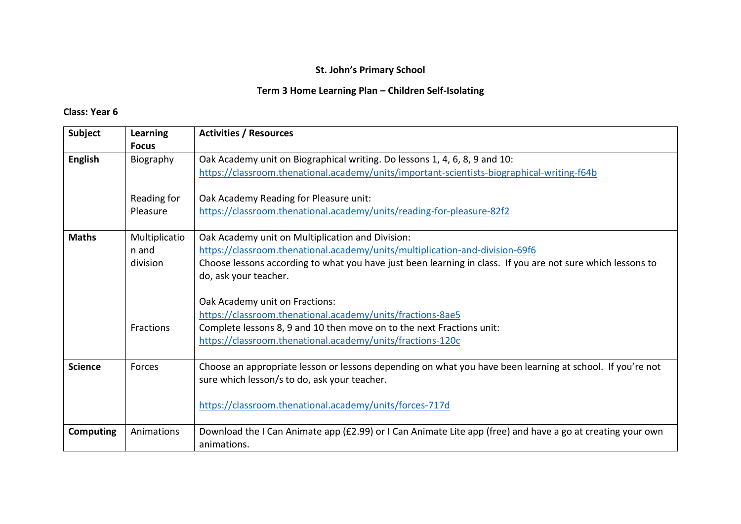**St. John's Primary School**

**Term 3 Home Learning Plan – Children Self-Isolating**

**Class: Year 6**

| **Subject** | **Learning Focus** | **Activities / Resources** |
|---|---|---|
| **English** | Biography<br><br>Reading for Pleasure | Oak Academy unit on Biographical writing. Do lessons 1, 4, 6, 8, 9 and 10:<br>https://classroom.thenational.academy/units/important-scientists-biographical-writing-f64b<br><br>Oak Academy Reading for Pleasure unit:<br>https://classroom.thenational.academy/units/reading-for-pleasure-82f2 |
| **Maths** | Multiplication and division<br><br>Fractions | Oak Academy unit on Multiplication and Division:<br>https://classroom.thenational.academy/units/multiplication-and-division-69f6<br>Choose lessons according to what you have just been learning in class. If you are not sure which lessons to do, ask your teacher.<br><br>Oak Academy unit on Fractions:<br>https://classroom.thenational.academy/units/fractions-8ae5<br>Complete lessons 8, 9 and 10 then move on to the next Fractions unit:<br>https://classroom.thenational.academy/units/fractions-120c |
| **Science** | Forces | Choose an appropriate lesson or lessons depending on what you have been learning at school. If you're not sure which lesson/s to do, ask your teacher.<br><br>https://classroom.thenational.academy/units/forces-717d |
| **Computing** | Animations | Download the I Can Animate app (£2.99) or I Can Animate Lite app (free) and have a go at creating your own animations. |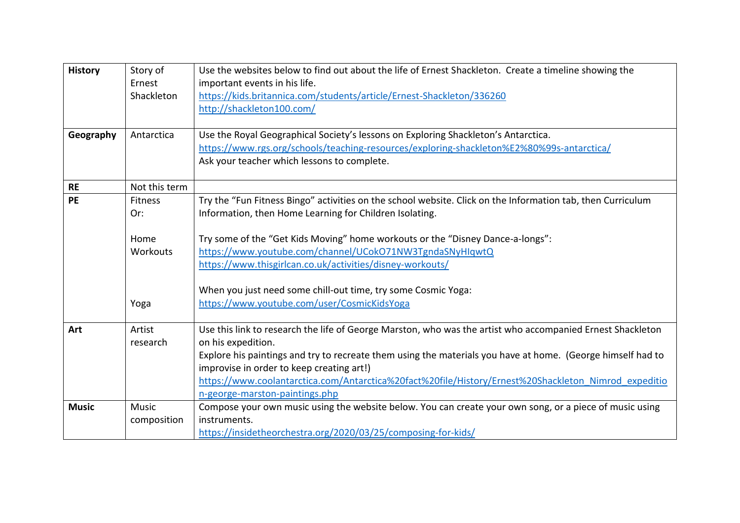| **History** | Story of Ernest Shackleton | Use the websites below to find out about the life of Ernest Shackleton. Create a timeline showing the important events in his life.<br>https://kids.britannica.com/students/article/Ernest-Shackleton/336260<br>http://shackleton100.com/ |
|---|---|---|
| **Geography** | Antarctica | Use the Royal Geographical Society's lessons on Exploring Shackleton's Antarctica.<br>https://www.rgs.org/schools/teaching-resources/exploring-shackleton%E2%80%99s-antarctica/<br>Ask your teacher which lessons to complete. |
| **RE** | Not this term | |
| **PE** | Fitness<br>Or:<br><br>Home Workouts<br><br><br><br>Yoga | Try the "Fun Fitness Bingo" activities on the school website. Click on the Information tab, then Curriculum Information, then Home Learning for Children Isolating.<br><br>Try some of the "Get Kids Moving" home workouts or the "Disney Dance-a-longs":<br>https://www.youtube.com/channel/UCokO71NW3TgndaSNyHIqwtQ<br>https://www.thisgirlcan.co.uk/activities/disney-workouts/<br><br>When you just need some chill-out time, try some Cosmic Yoga:<br>https://www.youtube.com/user/CosmicKidsYoga |
| **Art** | Artist research | Use this link to research the life of George Marston, who was the artist who accompanied Ernest Shackleton on his expedition.<br>Explore his paintings and try to recreate them using the materials you have at home. (George himself had to improvise in order to keep creating art!)<br>https://www.coolantarctica.com/Antarctica%20fact%20file/History/Ernest%20Shackleton_Nimrod_expedition-george-marston-paintings.php |
| **Music** | Music composition | Compose your own music using the website below. You can create your own song, or a piece of music using instruments.<br>https://insidetheorchestra.org/2020/03/25/composing-for-kids/ |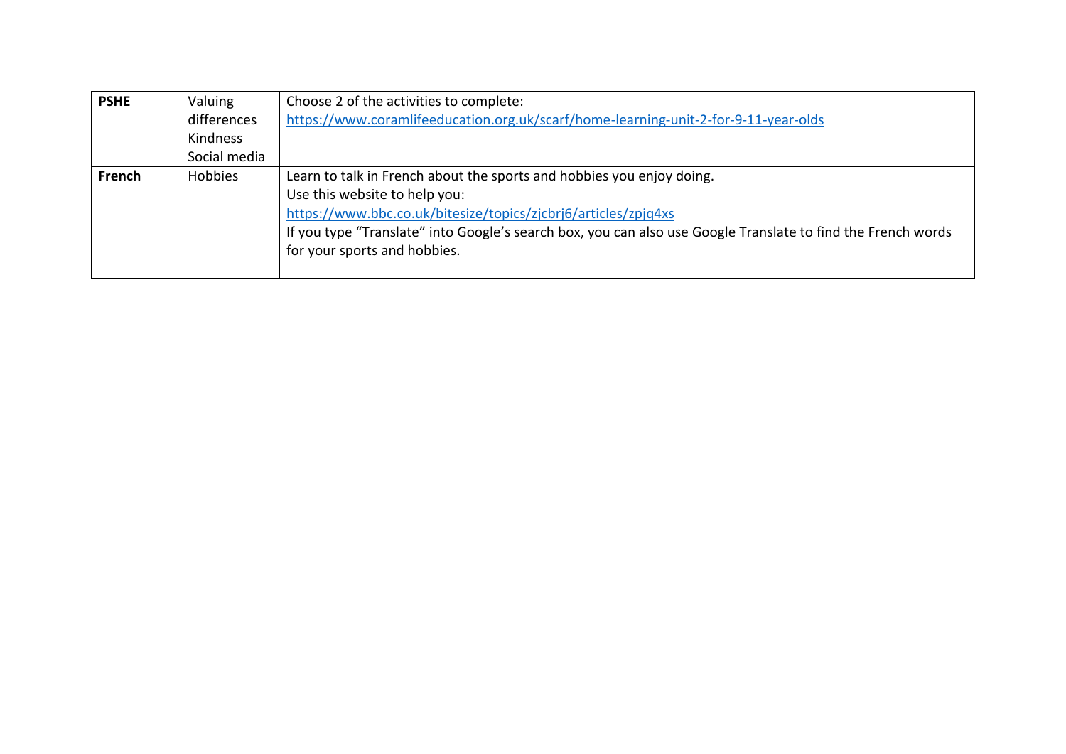| | | |
|---|---|---|
| **PSHE** | Valuing differences<br>Kindness<br>Social media | Choose 2 of the activities to complete:<br>[https://www.coramlifeeducation.org.uk/scarf/home-learning-unit-2-for-9-11-year-olds](https://www.coramlifeeducation.org.uk/scarf/home-learning-unit-2-for-9-11-year-olds) |
| **French** | Hobbies | Learn to talk in French about the sports and hobbies you enjoy doing.<br>Use this website to help you:<br>[https://www.bbc.co.uk/bitesize/topics/zjcbrj6/articles/zpjq4xs](https://www.bbc.co.uk/bitesize/topics/zjcbrj6/articles/zpjq4xs)<br>If you type "Translate" into Google's search box, you can also use Google Translate to find the French words for your sports and hobbies. |